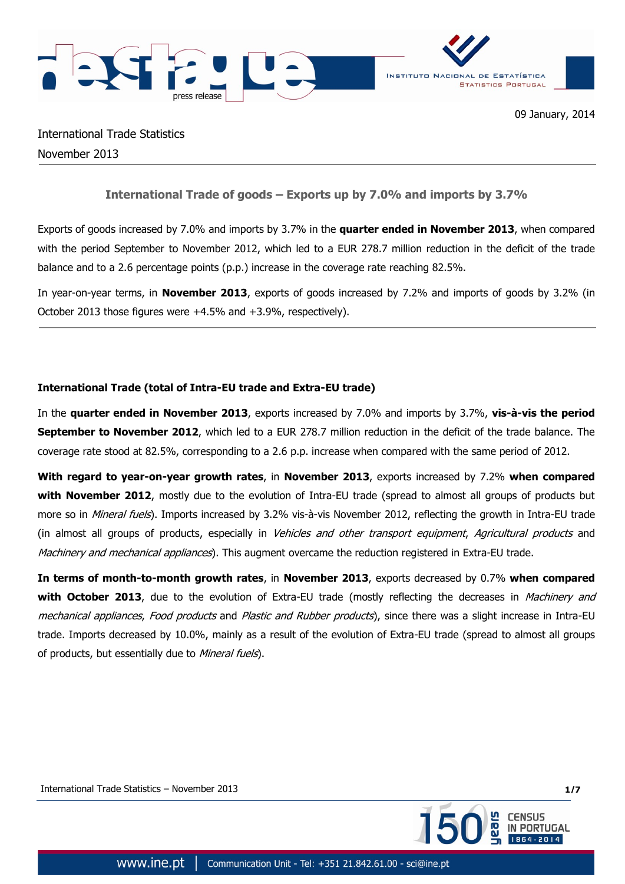09 January, 2014

International Trade Statistics
November 2013

## International Trade of goods – Exports up by 7.0% and imports by 3.7%

Exports of goods increased by 7.0% and imports by 3.7% in the **quarter ended in November 2013**, when compared with the period September to November 2012, which led to a EUR 278.7 million reduction in the deficit of the trade balance and to a 2.6 percentage points (p.p.) increase in the coverage rate reaching 82.5%.

In year-on-year terms, in **November 2013**, exports of goods increased by 7.2% and imports of goods by 3.2% (in October 2013 those figures were +4.5% and +3.9%, respectively).

### International Trade (total of Intra-EU trade and Extra-EU trade)

In the **quarter ended in November 2013**, exports increased by 7.0% and imports by 3.7%, **vis-à-vis the period September to November 2012**, which led to a EUR 278.7 million reduction in the deficit of the trade balance. The coverage rate stood at 82.5%, corresponding to a 2.6 p.p. increase when compared with the same period of 2012.

**With regard to year-on-year growth rates**, in **November 2013**, exports increased by 7.2% **when compared with November 2012**, mostly due to the evolution of Intra-EU trade (spread to almost all groups of products but more so in *Mineral fuels*). Imports increased by 3.2% vis-à-vis November 2012, reflecting the growth in Intra-EU trade (in almost all groups of products, especially in *Vehicles and other transport equipment*, *Agricultural products* and *Machinery and mechanical appliances*). This augment overcame the reduction registered in Extra-EU trade.

**In terms of month-to-month growth rates**, in **November 2013**, exports decreased by 0.7% **when compared with October 2013**, due to the evolution of Extra-EU trade (mostly reflecting the decreases in *Machinery and mechanical appliances*, *Food products* and *Plastic and Rubber products*), since there was a slight increase in Intra-EU trade. Imports decreased by 10.0%, mainly as a result of the evolution of Extra-EU trade (spread to almost all groups of products, but essentially due to *Mineral fuels*).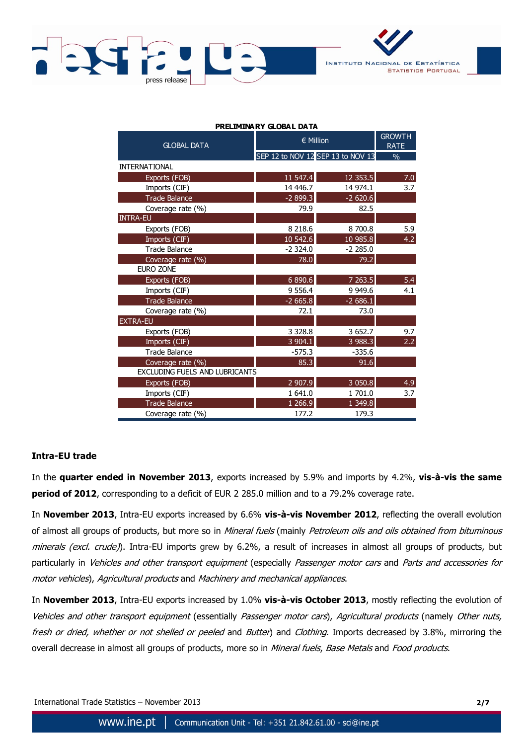**PRELIMINARY GLOBAL DATA**

| GLOBAL DATA | € Million | | GROWTH RATE |
|---|---|---|---|
| | SEP 12 to NOV 12 | SEP 13 to NOV 13 | % |
| INTERNATIONAL | | | |
| Exports (FOB) | 11 547.4 | 12 353.5 | 7.0 |
| Imports (CIF) | 14 446.7 | 14 974.1 | 3.7 |
| Trade Balance | -2 899.3 | -2 620.6 | |
| Coverage rate (%) | 79.9 | 82.5 | |
| INTRA-EU | | | |
| Exports (FOB) | 8 218.6 | 8 700.8 | 5.9 |
| Imports (CIF) | 10 542.6 | 10 985.8 | 4.2 |
| Trade Balance | -2 324.0 | -2 285.0 | |
| Coverage rate (%) | 78.0 | 79.2 | |
| EURO ZONE | | | |
| Exports (FOB) | 6 890.6 | 7 263.5 | 5.4 |
| Imports (CIF) | 9 556.4 | 9 949.6 | 4.1 |
| Trade Balance | -2 665.8 | -2 686.1 | |
| Coverage rate (%) | 72.1 | 73.0 | |
| EXTRA-EU | | | |
| Exports (FOB) | 3 328.8 | 3 652.7 | 9.7 |
| Imports (CIF) | 3 904.1 | 3 988.3 | 2.2 |
| Trade Balance | -575.3 | -335.6 | |
| Coverage rate (%) | 85.3 | 91.6 | |
| EXCLUDING FUELS AND LUBRICANTS | | | |
| Exports (FOB) | 2 907.9 | 3 050.8 | 4.9 |
| Imports (CIF) | 1 641.0 | 1 701.0 | 3.7 |
| Trade Balance | 1 266.9 | 1 349.8 | |
| Coverage rate (%) | 177.2 | 179.3 | |

## Intra-EU trade

In the **quarter ended in November 2013**, exports increased by 5.9% and imports by 4.2%, **vis-à-vis the same period of 2012**, corresponding to a deficit of EUR 2 285.0 million and to a 79.2% coverage rate.

In **November 2013**, Intra-EU exports increased by 6.6% **vis-à-vis November 2012**, reflecting the overall evolution of almost all groups of products, but more so in *Mineral fuels* (mainly *Petroleum oils and oils obtained from bituminous minerals (excl. crude)*). Intra-EU imports grew by 6.2%, a result of increases in almost all groups of products, but particularly in *Vehicles and other transport equipment* (especially *Passenger motor cars* and *Parts and accessories for motor vehicles*), *Agricultural products* and *Machinery and mechanical appliances*.

In **November 2013**, Intra-EU exports increased by 1.0% **vis-à-vis October 2013**, mostly reflecting the evolution of *Vehicles and other transport equipment* (essentially *Passenger motor cars*), *Agricultural products* (namely *Other nuts, fresh or dried, whether or not shelled or peeled* and *Butter*) and *Clothing*. Imports decreased by 3.8%, mirroring the overall decrease in almost all groups of products, more so in *Mineral fuels*, *Base Metals* and *Food products*.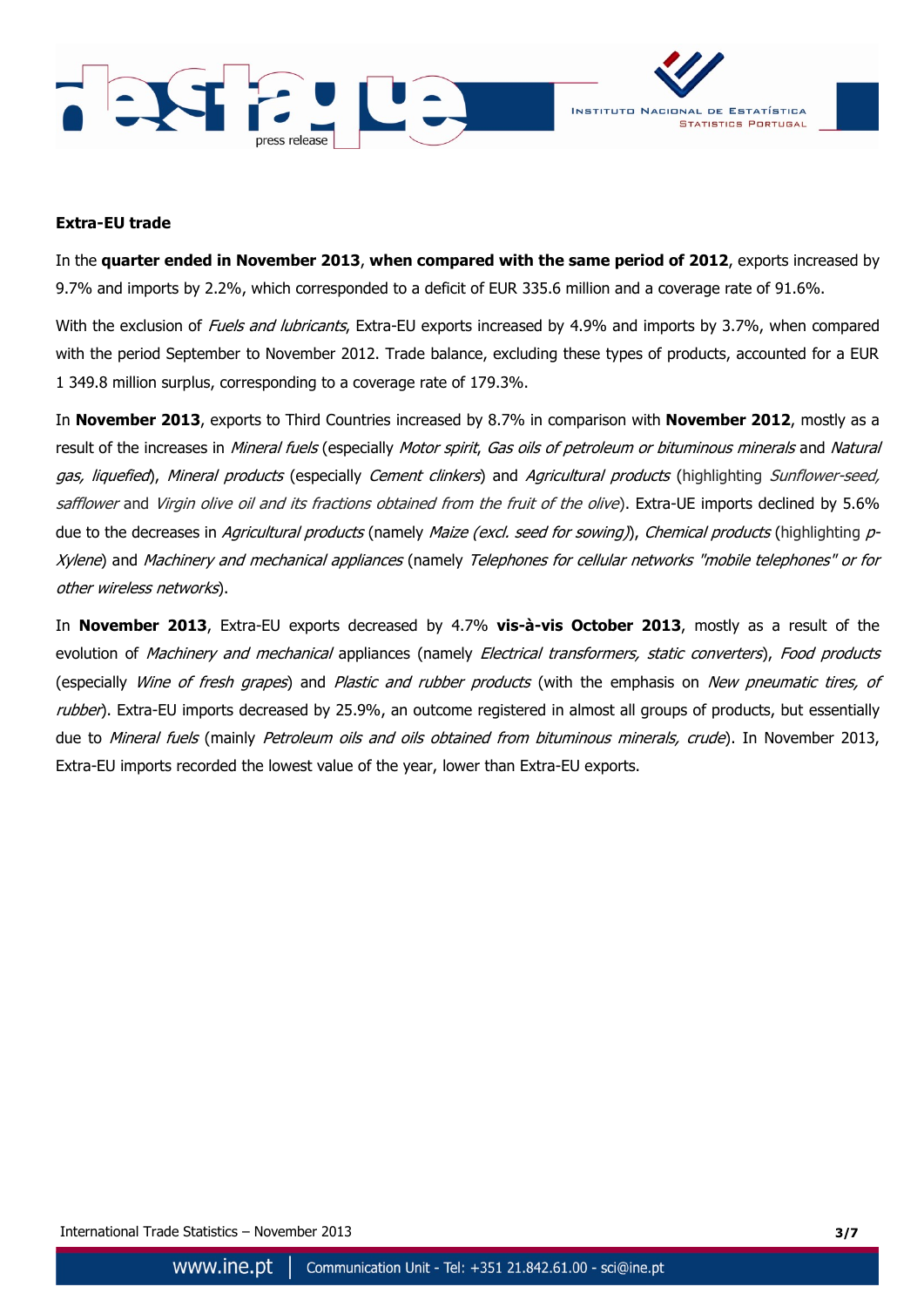**Extra-EU trade**

In the **quarter ended in November 2013**, **when compared with the same period of 2012**, exports increased by 9.7% and imports by 2.2%, which corresponded to a deficit of EUR 335.6 million and a coverage rate of 91.6%.

With the exclusion of *Fuels and lubricants*, Extra-EU exports increased by 4.9% and imports by 3.7%, when compared with the period September to November 2012. Trade balance, excluding these types of products, accounted for a EUR 1 349.8 million surplus, corresponding to a coverage rate of 179.3%.

In **November 2013**, exports to Third Countries increased by 8.7% in comparison with **November 2012**, mostly as a result of the increases in *Mineral fuels* (especially *Motor spirit*, *Gas oils of petroleum or bituminous minerals* and *Natural gas, liquefied*), *Mineral products* (especially *Cement clinkers*) and *Agricultural products* (highlighting *Sunflower-seed, safflower* and *Virgin olive oil and its fractions obtained from the fruit of the olive*). Extra-UE imports declined by 5.6% due to the decreases in *Agricultural products* (namely *Maize (excl. seed for sowing)*), *Chemical products* (highlighting *p-Xylene*) and *Machinery and mechanical appliances* (namely *Telephones for cellular networks "mobile telephones" or for other wireless networks*).

In **November 2013**, Extra-EU exports decreased by 4.7% **vis-à-vis October 2013**, mostly as a result of the evolution of *Machinery and mechanical* appliances (namely *Electrical transformers, static converters*), *Food products* (especially *Wine of fresh grapes*) and *Plastic and rubber products* (with the emphasis on *New pneumatic tires, of rubber*). Extra-EU imports decreased by 25.9%, an outcome registered in almost all groups of products, but essentially due to *Mineral fuels* (mainly *Petroleum oils and oils obtained from bituminous minerals, crude*). In November 2013, Extra-EU imports recorded the lowest value of the year, lower than Extra-EU exports.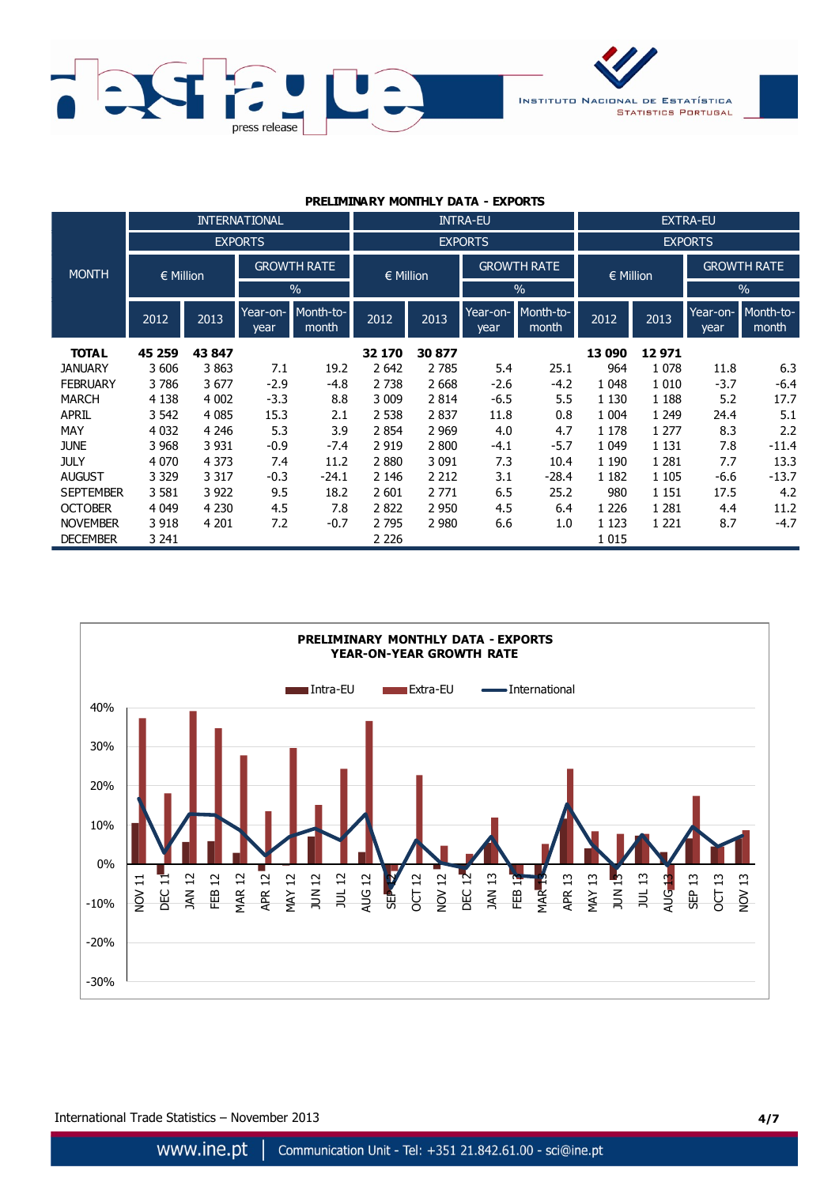**PRELIMINARY MONTHLY DATA - EXPORTS**

| MONTH | INTERNATIONAL EXPORTS | | | | INTRA-EU EXPORTS | | | | EXTRA-EU EXPORTS | | | |
|---|---|---|---|---|---|---|---|---|---|---|---|---|
| | € Million | | GROWTH RATE % | | € Million | | GROWTH RATE % | | € Million | | GROWTH RATE % | |
| | 2012 | 2013 | Year-on-year | Month-to-month | 2012 | 2013 | Year-on-year | Month-to-month | 2012 | 2013 | Year-on-year | Month-to-month |
| **TOTAL** | **45 259** | **43 847** | | | **32 170** | **30 877** | | | **13 090** | **12 971** | | |
| JANUARY | 3 606 | 3 863 | 7.1 | 19.2 | 2 642 | 2 785 | 5.4 | 25.1 | 964 | 1 078 | 11.8 | 6.3 |
| FEBRUARY | 3 786 | 3 677 | -2.9 | -4.8 | 2 738 | 2 668 | -2.6 | -4.2 | 1 048 | 1 010 | -3.7 | -6.4 |
| MARCH | 4 138 | 4 002 | -3.3 | 8.8 | 3 009 | 2 814 | -6.5 | 5.5 | 1 130 | 1 188 | 5.2 | 17.7 |
| APRIL | 3 542 | 4 085 | 15.3 | 2.1 | 2 538 | 2 837 | 11.8 | 0.8 | 1 004 | 1 249 | 24.4 | 5.1 |
| MAY | 4 032 | 4 246 | 5.3 | 3.9 | 2 854 | 2 969 | 4.0 | 4.7 | 1 178 | 1 277 | 8.3 | 2.2 |
| JUNE | 3 968 | 3 931 | -0.9 | -7.4 | 2 919 | 2 800 | -4.1 | -5.7 | 1 049 | 1 131 | 7.8 | -11.4 |
| JULY | 4 070 | 4 373 | 7.4 | 11.2 | 2 880 | 3 091 | 7.3 | 10.4 | 1 190 | 1 281 | 7.7 | 13.3 |
| AUGUST | 3 329 | 3 317 | -0.3 | -24.1 | 2 146 | 2 212 | 3.1 | -28.4 | 1 182 | 1 105 | -6.6 | -13.7 |
| SEPTEMBER | 3 581 | 3 922 | 9.5 | 18.2 | 2 601 | 2 771 | 6.5 | 25.2 | 980 | 1 151 | 17.5 | 4.2 |
| OCTOBER | 4 049 | 4 230 | 4.5 | 7.8 | 2 822 | 2 950 | 4.5 | 6.4 | 1 226 | 1 281 | 4.4 | 11.2 |
| NOVEMBER | 3 918 | 4 201 | 7.2 | -0.7 | 2 795 | 2 980 | 6.6 | 1.0 | 1 123 | 1 221 | 8.7 | -4.7 |
| DECEMBER | 3 241 | | | | 2 226 | | | | 1 015 | | | |

**PRELIMINARY MONTHLY DATA - EXPORTS**
**YEAR-ON-YEAR GROWTH RATE**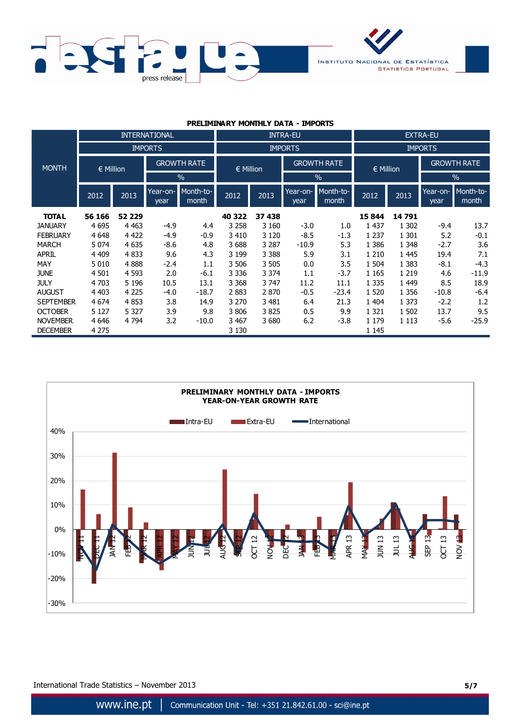## PRELIMINARY MONTHLY DATA - IMPORTS

| MONTH | INTERNATIONAL IMPORTS | | | | INTRA-EU IMPORTS | | | | EXTRA-EU IMPORTS | | | |
|---|---|---|---|---|---|---|---|---|---|---|---|---|
| | € Million | | GROWTH RATE % | | € Million | | GROWTH RATE % | | € Million | | GROWTH RATE % | |
| | 2012 | 2013 | Year-on-year | Month-to-month | 2012 | 2013 | Year-on-year | Month-to-month | 2012 | 2013 | Year-on-year | Month-to-month |
| **TOTAL** | **56 166** | **52 229** | | | **40 322** | **37 438** | | | **15 844** | **14 791** | | |
| JANUARY | 4 695 | 4 463 | -4.9 | 4.4 | 3 258 | 3 160 | -3.0 | 1.0 | 1 437 | 1 302 | -9.4 | 13.7 |
| FEBRUARY | 4 648 | 4 422 | -4.9 | -0.9 | 3 410 | 3 120 | -8.5 | -1.3 | 1 237 | 1 301 | 5.2 | -0.1 |
| MARCH | 5 074 | 4 635 | -8.6 | 4.8 | 3 688 | 3 287 | -10.9 | 5.3 | 1 386 | 1 348 | -2.7 | 3.6 |
| APRIL | 4 409 | 4 833 | 9.6 | 4.3 | 3 199 | 3 388 | 5.9 | 3.1 | 1 210 | 1 445 | 19.4 | 7.1 |
| MAY | 5 010 | 4 888 | -2.4 | 1.1 | 3 506 | 3 505 | 0.0 | 3.5 | 1 504 | 1 383 | -8.1 | -4.3 |
| JUNE | 4 501 | 4 593 | 2.0 | -6.1 | 3 336 | 3 374 | 1.1 | -3.7 | 1 165 | 1 219 | 4.6 | -11.9 |
| JULY | 4 703 | 5 196 | 10.5 | 13.1 | 3 368 | 3 747 | 11.2 | 11.1 | 1 335 | 1 449 | 8.5 | 18.9 |
| AUGUST | 4 403 | 4 225 | -4.0 | -18.7 | 2 883 | 2 870 | -0.5 | -23.4 | 1 520 | 1 356 | -10.8 | -6.4 |
| SEPTEMBER | 4 674 | 4 853 | 3.8 | 14.9 | 3 270 | 3 481 | 6.4 | 21.3 | 1 404 | 1 373 | -2.2 | 1.2 |
| OCTOBER | 5 127 | 5 327 | 3.9 | 9.8 | 3 806 | 3 825 | 0.5 | 9.9 | 1 321 | 1 502 | 13.7 | 9.5 |
| NOVEMBER | 4 646 | 4 794 | 3.2 | -10.0 | 3 467 | 3 680 | 6.2 | -3.8 | 1 179 | 1 113 | -5.6 | -25.9 |
| DECEMBER | 4 275 | | | | 3 130 | | | | 1 145 | | | |

**PRELIMINARY MONTHLY DATA - IMPORTS**
**YEAR-ON-YEAR GROWTH RATE**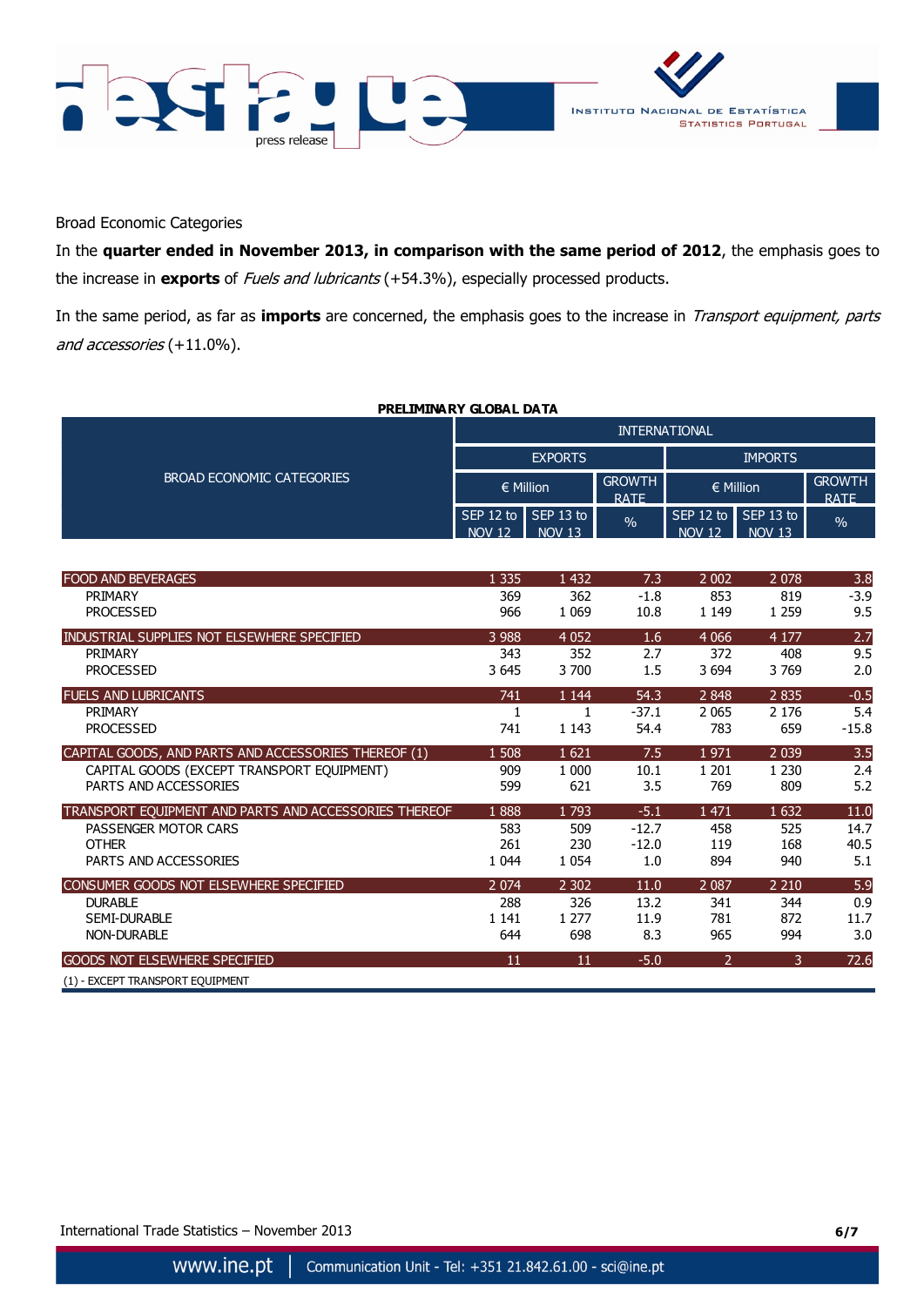Broad Economic Categories

In the **quarter ended in November 2013, in comparison with the same period of 2012**, the emphasis goes to the increase in **exports** of *Fuels and lubricants* (+54.3%), especially processed products.

In the same period, as far as **imports** are concerned, the emphasis goes to the increase in *Transport equipment, parts and accessories* (+11.0%).

**PRELIMINARY GLOBAL DATA**

| BROAD ECONOMIC CATEGORIES | INTERNATIONAL | | | | | |
|---|---|---|---|---|---|---|
| | EXPORTS | | | IMPORTS | | |
| | € Million | | GROWTH RATE | € Million | | GROWTH RATE |
| | SEP 12 to NOV 12 | SEP 13 to NOV 13 | % | SEP 12 to NOV 12 | SEP 13 to NOV 13 | % |
| FOOD AND BEVERAGES | 1 335 | 1 432 | 7.3 | 2 002 | 2 078 | 3.8 |
| PRIMARY | 369 | 362 | -1.8 | 853 | 819 | -3.9 |
| PROCESSED | 966 | 1 069 | 10.8 | 1 149 | 1 259 | 9.5 |
| INDUSTRIAL SUPPLIES NOT ELSEWHERE SPECIFIED | 3 988 | 4 052 | 1.6 | 4 066 | 4 177 | 2.7 |
| PRIMARY | 343 | 352 | 2.7 | 372 | 408 | 9.5 |
| PROCESSED | 3 645 | 3 700 | 1.5 | 3 694 | 3 769 | 2.0 |
| FUELS AND LUBRICANTS | 741 | 1 144 | 54.3 | 2 848 | 2 835 | -0.5 |
| PRIMARY | 1 | 1 | -37.1 | 2 065 | 2 176 | 5.4 |
| PROCESSED | 741 | 1 143 | 54.4 | 783 | 659 | -15.8 |
| CAPITAL GOODS, AND PARTS AND ACCESSORIES THEREOF (1) | 1 508 | 1 621 | 7.5 | 1 971 | 2 039 | 3.5 |
| CAPITAL GOODS (EXCEPT TRANSPORT EQUIPMENT) | 909 | 1 000 | 10.1 | 1 201 | 1 230 | 2.4 |
| PARTS AND ACCESSORIES | 599 | 621 | 3.5 | 769 | 809 | 5.2 |
| TRANSPORT EQUIPMENT AND PARTS AND ACCESSORIES THEREOF | 1 888 | 1 793 | -5.1 | 1 471 | 1 632 | 11.0 |
| PASSENGER MOTOR CARS | 583 | 509 | -12.7 | 458 | 525 | 14.7 |
| OTHER | 261 | 230 | -12.0 | 119 | 168 | 40.5 |
| PARTS AND ACCESSORIES | 1 044 | 1 054 | 1.0 | 894 | 940 | 5.1 |
| CONSUMER GOODS NOT ELSEWHERE SPECIFIED | 2 074 | 2 302 | 11.0 | 2 087 | 2 210 | 5.9 |
| DURABLE | 288 | 326 | 13.2 | 341 | 344 | 0.9 |
| SEMI-DURABLE | 1 141 | 1 277 | 11.9 | 781 | 872 | 11.7 |
| NON-DURABLE | 644 | 698 | 8.3 | 965 | 994 | 3.0 |
| GOODS NOT ELSEWHERE SPECIFIED | 11 | 11 | -5.0 | 2 | 3 | 72.6 |

(1) - EXCEPT TRANSPORT EQUIPMENT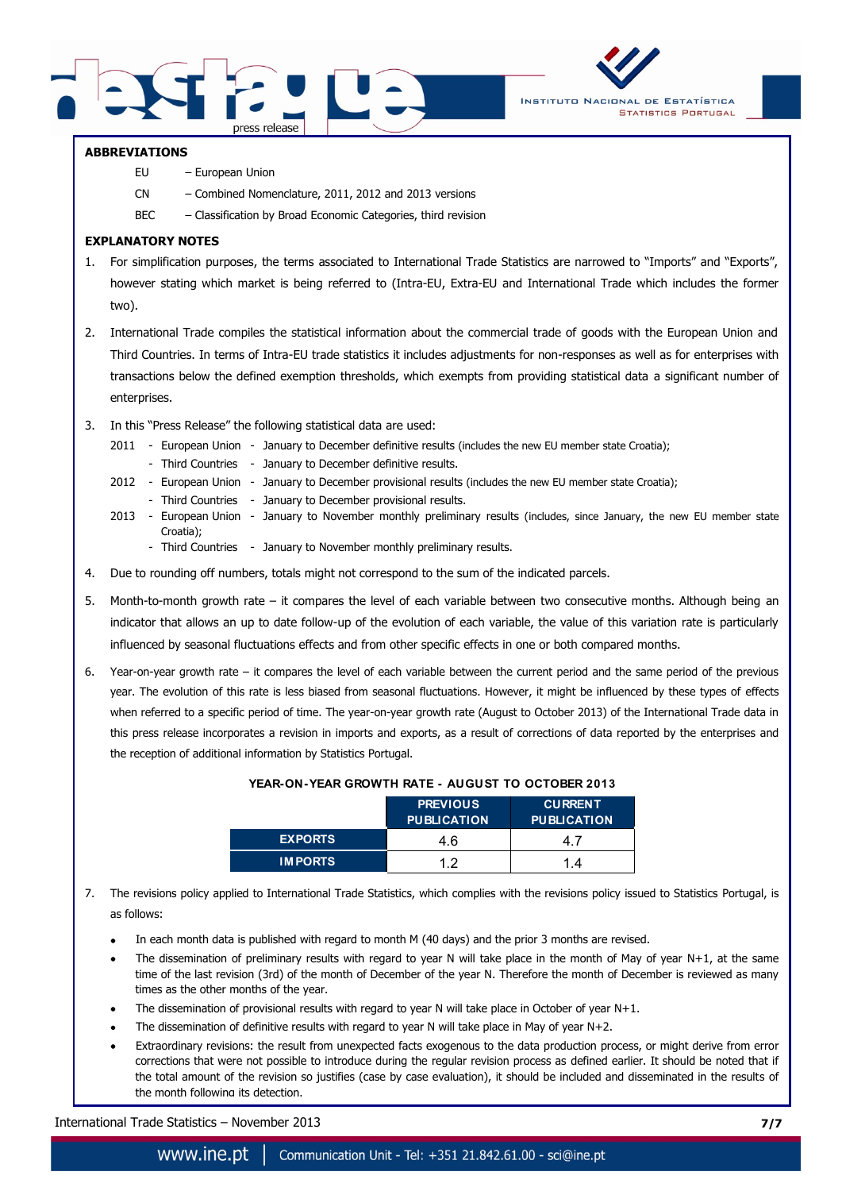## ABBREVIATIONS

EU – European Union

CN – Combined Nomenclature, 2011, 2012 and 2013 versions

BEC – Classification by Broad Economic Categories, third revision

## EXPLANATORY NOTES

1. For simplification purposes, the terms associated to International Trade Statistics are narrowed to "Imports" and "Exports", however stating which market is being referred to (Intra-EU, Extra-EU and International Trade which includes the former two).

2. International Trade compiles the statistical information about the commercial trade of goods with the European Union and Third Countries. In terms of Intra-EU trade statistics it includes adjustments for non-responses as well as for enterprises with transactions below the defined exemption thresholds, which exempts from providing statistical data a significant number of enterprises.

3. In this "Press Release" the following statistical data are used:
   - 2011 - European Union - January to December definitive results (includes the new EU member state Croatia);
     - Third Countries - January to December definitive results.
   - 2012 - European Union - January to December provisional results (includes the new EU member state Croatia);
     - Third Countries - January to December provisional results.
   - 2013 - European Union - January to November monthly preliminary results (includes, since January, the new EU member state Croatia);
     - Third Countries - January to November monthly preliminary results.

4. Due to rounding off numbers, totals might not correspond to the sum of the indicated parcels.

5. Month-to-month growth rate – it compares the level of each variable between two consecutive months. Although being an indicator that allows an up to date follow-up of the evolution of each variable, the value of this variation rate is particularly influenced by seasonal fluctuations effects and from other specific effects in one or both compared months.

6. Year-on-year growth rate – it compares the level of each variable between the current period and the same period of the previous year. The evolution of this rate is less biased from seasonal fluctuations. However, it might be influenced by these types of effects when referred to a specific period of time. The year-on-year growth rate (August to October 2013) of the International Trade data in this press release incorporates a revision in imports and exports, as a result of corrections of data reported by the enterprises and the reception of additional information by Statistics Portugal.

**YEAR-ON-YEAR GROWTH RATE - AUGUST TO OCTOBER 2013**

| | PREVIOUS PUBLICATION | CURRENT PUBLICATION |
|---|---|---|
| EXPORTS | 4.6 | 4.7 |
| IMPORTS | 1.2 | 1.4 |

7. The revisions policy applied to International Trade Statistics, which complies with the revisions policy issued to Statistics Portugal, is as follows:
   - In each month data is published with regard to month M (40 days) and the prior 3 months are revised.
   - The dissemination of preliminary results with regard to year N will take place in the month of May of year N+1, at the same time of the last revision (3rd) of the month of December of the year N. Therefore the month of December is reviewed as many times as the other months of the year.
   - The dissemination of provisional results with regard to year N will take place in October of year N+1.
   - The dissemination of definitive results with regard to year N will take place in May of year N+2.
   - Extraordinary revisions: the result from unexpected facts exogenous to the data production process, or might derive from error corrections that were not possible to introduce during the regular revision process as defined earlier. It should be noted that if the total amount of the revision so justifies (case by case evaluation), it should be included and disseminated in the results of the month following its detection.